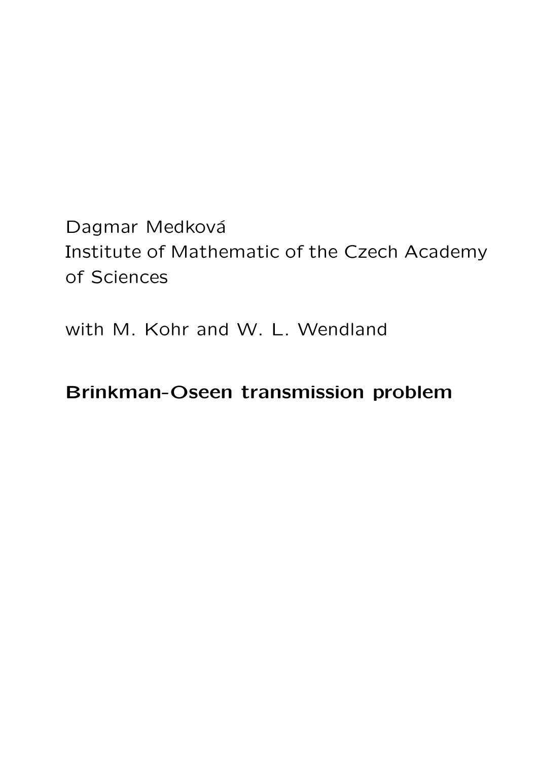Dagmar Medková
Institute of Mathematic of the Czech Academy of Sciences

with M. Kohr and W. L. Wendland

**Brinkman-Oseen transmission problem**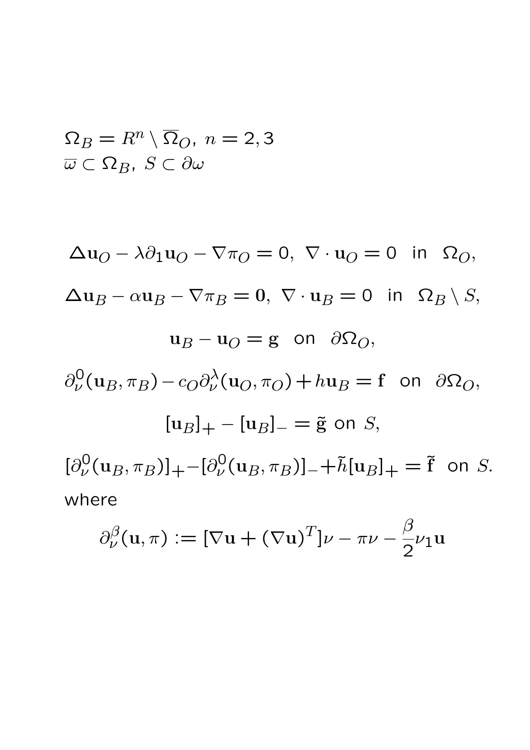$\Omega_B = R^n \setminus \overline{\Omega}_O$, $n = 2, 3$
$\overline{\omega} \subset \Omega_B$, $S \subset \partial\omega$

$$\Delta \mathbf{u}_O - \lambda \partial_1 \mathbf{u}_O - \nabla \pi_O = 0, \ \nabla \cdot \mathbf{u}_O = 0 \ \text{ in } \ \Omega_O,$$

$$\Delta \mathbf{u}_B - \alpha \mathbf{u}_B - \nabla \pi_B = \mathbf{0}, \ \nabla \cdot \mathbf{u}_B = 0 \ \text{ in } \ \Omega_B \setminus S,$$

$$\mathbf{u}_B - \mathbf{u}_O = \mathbf{g} \ \text{ on } \ \partial\Omega_O,$$

$$\partial_\nu^0(\mathbf{u}_B, \pi_B) - c_O \partial_\nu^\lambda(\mathbf{u}_O, \pi_O) + h\mathbf{u}_B = \mathbf{f} \ \text{ on } \ \partial\Omega_O,$$

$$[\mathbf{u}_B]_+ - [\mathbf{u}_B]_- = \tilde{\mathbf{g}} \text{ on } S,$$

$$[\partial_\nu^0(\mathbf{u}_B, \pi_B)]_+ - [\partial_\nu^0(\mathbf{u}_B, \pi_B)]_- + \tilde{h}[\mathbf{u}_B]_+ = \tilde{\mathbf{f}} \ \text{ on } S.$$

where

$$\partial_\nu^\beta(\mathbf{u}, \pi) := [\nabla \mathbf{u} + (\nabla \mathbf{u})^T]\nu - \pi\nu - \frac{\beta}{2}\nu_1 \mathbf{u}$$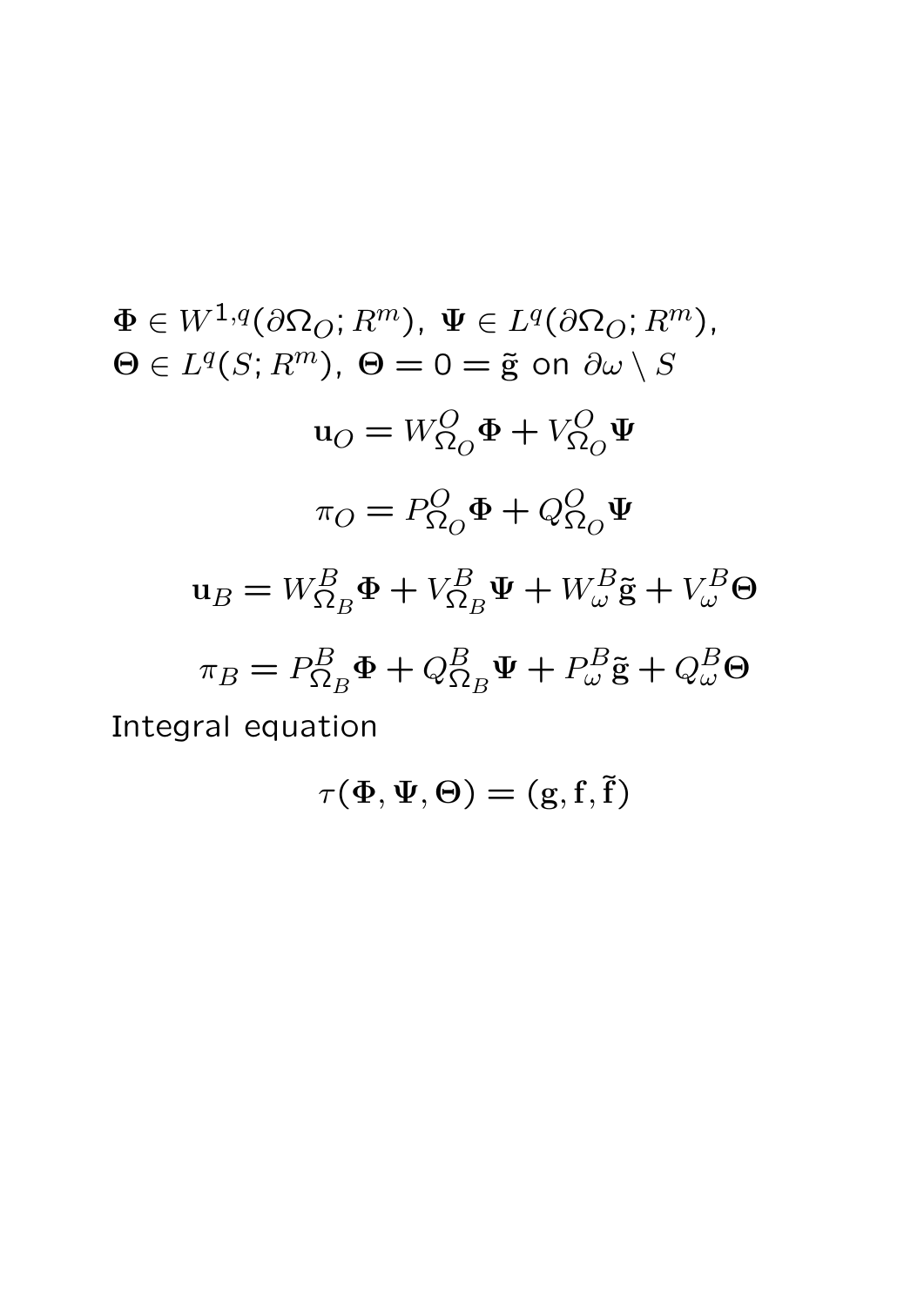$\mathbf{\Phi} \in W^{1,q}(\partial\Omega_O; R^m)$, $\mathbf{\Psi} \in L^q(\partial\Omega_O; R^m)$,
$\mathbf{\Theta} \in L^q(S; R^m)$, $\mathbf{\Theta} = 0 = \tilde{\mathbf{g}}$ on $\partial\omega \setminus S$

$$\mathbf{u}_O = W^O_{\Omega_O}\mathbf{\Phi} + V^O_{\Omega_O}\mathbf{\Psi}$$

$$\pi_O = P^O_{\Omega_O}\mathbf{\Phi} + Q^O_{\Omega_O}\mathbf{\Psi}$$

$$\mathbf{u}_B = W^B_{\Omega_B}\mathbf{\Phi} + V^B_{\Omega_B}\mathbf{\Psi} + W^B_\omega\tilde{\mathbf{g}} + V^B_\omega\mathbf{\Theta}$$

$$\pi_B = P^B_{\Omega_B}\mathbf{\Phi} + Q^B_{\Omega_B}\mathbf{\Psi} + P^B_\omega\tilde{\mathbf{g}} + Q^B_\omega\mathbf{\Theta}$$

Integral equation

$$\tau(\mathbf{\Phi}, \mathbf{\Psi}, \mathbf{\Theta}) = (\mathbf{g}, \mathbf{f}, \tilde{\mathbf{f}})$$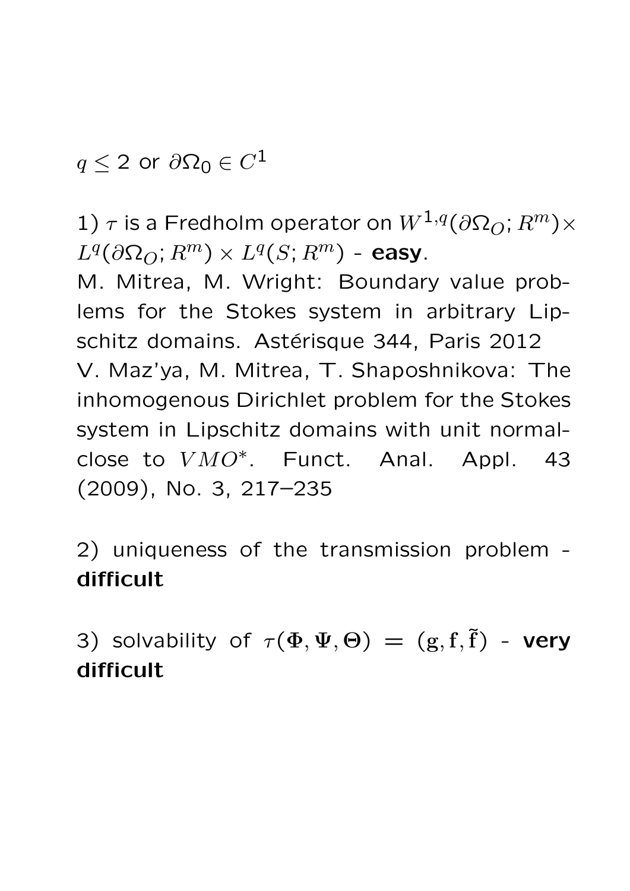$q \leq 2$ or $\partial\Omega_0 \in C^1$

1) $\tau$ is a Fredholm operator on $W^{1,q}(\partial\Omega_O; R^m) \times L^q(\partial\Omega_O; R^m) \times L^q(S; R^m)$ - **easy**.

M. Mitrea, M. Wright: Boundary value problems for the Stokes system in arbitrary Lipschitz domains. Astérisque 344, Paris 2012

V. Maz'ya, M. Mitrea, T. Shaposhnikova: The inhomogenous Dirichlet problem for the Stokes system in Lipschitz domains with unit normal-close to $VMO^*$. Funct. Anal. Appl. 43 (2009), No. 3, 217–235

2) uniqueness of the transmission problem - **difficult**

3) solvability of $\tau(\mathbf{\Phi}, \mathbf{\Psi}, \mathbf{\Theta}) = (\mathbf{g}, \mathbf{f}, \tilde{\mathbf{f}})$ - **very difficult**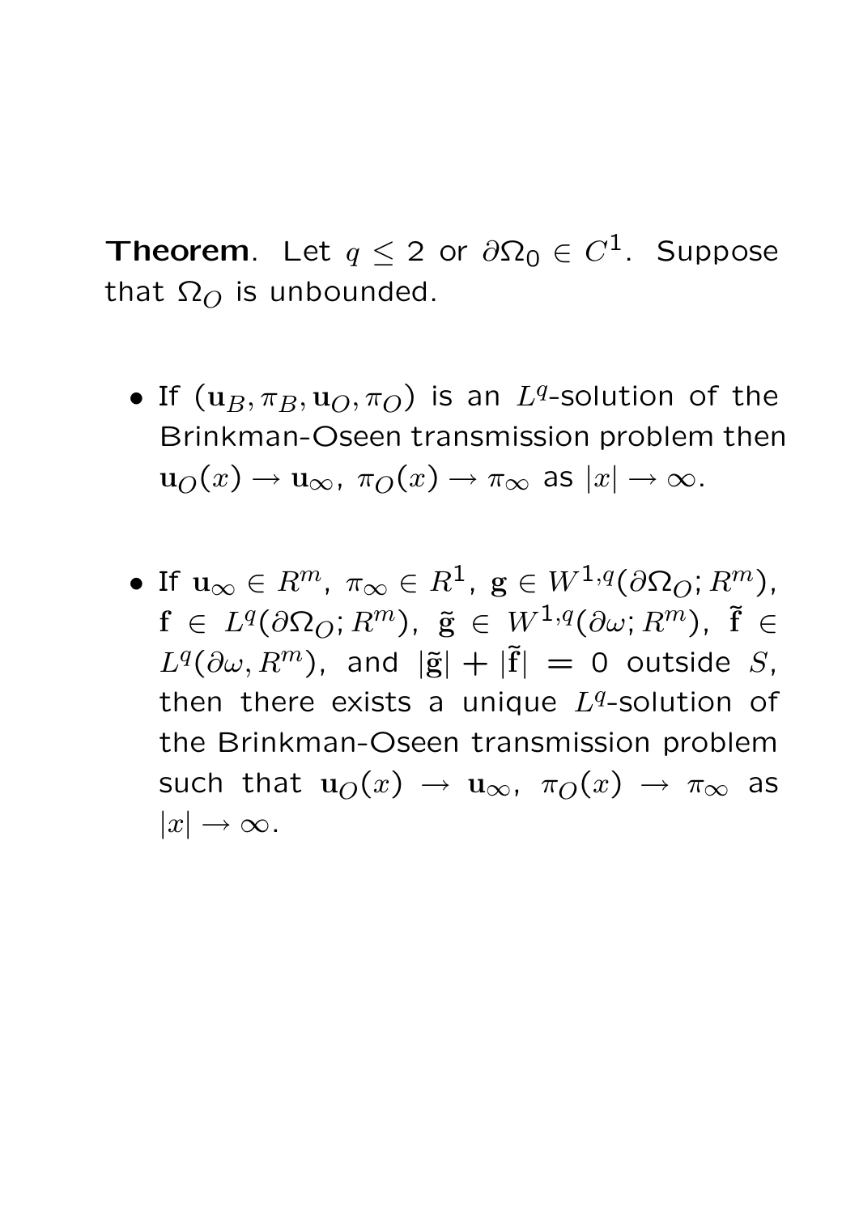**Theorem**. Let $q \leq 2$ or $\partial\Omega_0 \in C^1$. Suppose that $\Omega_O$ is unbounded.

- If $(\mathbf{u}_B, \pi_B, \mathbf{u}_O, \pi_O)$ is an $L^q$-solution of the Brinkman-Oseen transmission problem then $\mathbf{u}_O(x) \to \mathbf{u}_\infty$, $\pi_O(x) \to \pi_\infty$ as $|x| \to \infty$.

- If $\mathbf{u}_\infty \in R^m$, $\pi_\infty \in R^1$, $\mathbf{g} \in W^{1,q}(\partial\Omega_O; R^m)$, $\mathbf{f} \in L^q(\partial\Omega_O; R^m)$, $\tilde{\mathbf{g}} \in W^{1,q}(\partial\omega; R^m)$, $\tilde{\mathbf{f}} \in L^q(\partial\omega, R^m)$, and $|\tilde{\mathbf{g}}| + |\tilde{\mathbf{f}}| = 0$ outside $S$, then there exists a unique $L^q$-solution of the Brinkman-Oseen transmission problem such that $\mathbf{u}_O(x) \to \mathbf{u}_\infty$, $\pi_O(x) \to \pi_\infty$ as $|x| \to \infty$.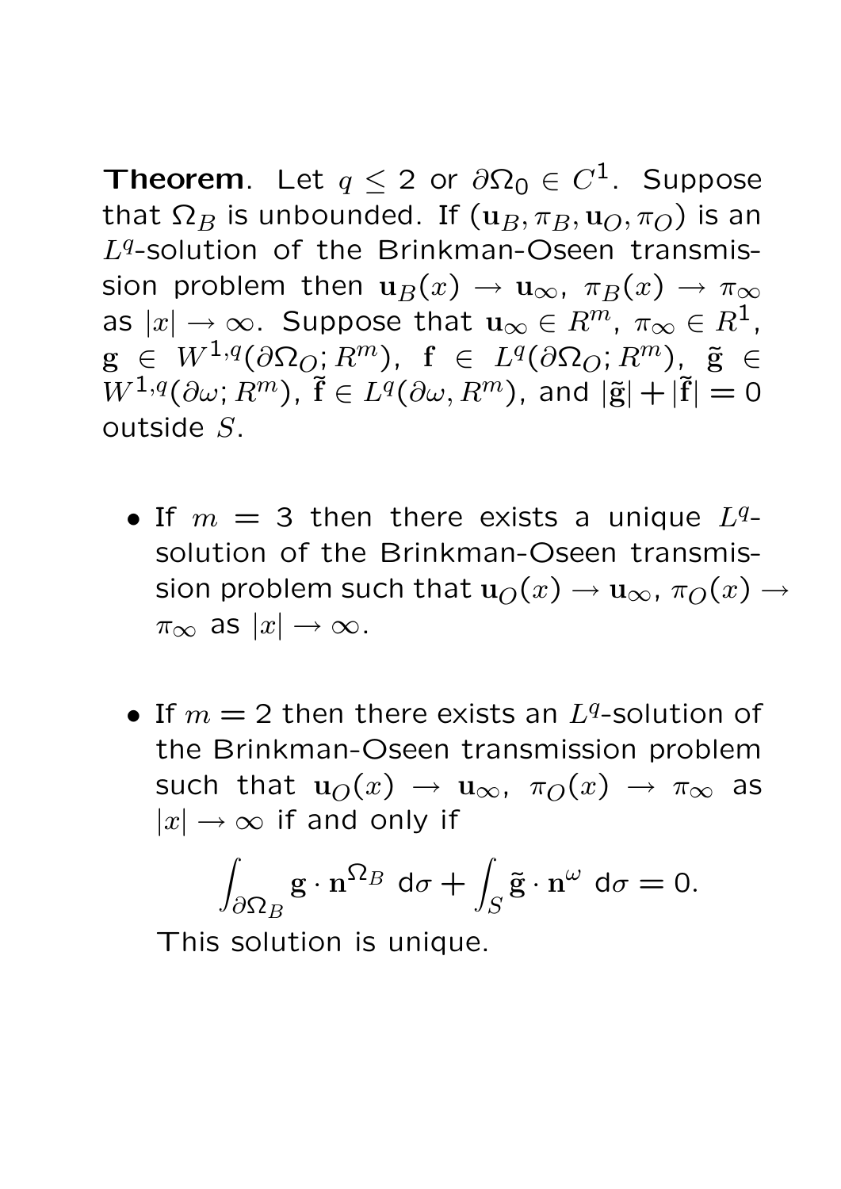**Theorem**. Let $q \leq 2$ or $\partial\Omega_0 \in C^1$. Suppose that $\Omega_B$ is unbounded. If $(\mathbf{u}_B, \pi_B, \mathbf{u}_O, \pi_O)$ is an $L^q$-solution of the Brinkman-Oseen transmission problem then $\mathbf{u}_B(x) \to \mathbf{u}_\infty$, $\pi_B(x) \to \pi_\infty$ as $|x| \to \infty$. Suppose that $\mathbf{u}_\infty \in R^m$, $\pi_\infty \in R^1$, $\mathbf{g} \in W^{1,q}(\partial\Omega_O; R^m)$, $\mathbf{f} \in L^q(\partial\Omega_O; R^m)$, $\tilde{\mathbf{g}} \in W^{1,q}(\partial\omega; R^m)$, $\tilde{\mathbf{f}} \in L^q(\partial\omega, R^m)$, and $|\tilde{\mathbf{g}}| + |\tilde{\mathbf{f}}| = 0$ outside $S$.

- If $m = 3$ then there exists a unique $L^q$-solution of the Brinkman-Oseen transmission problem such that $\mathbf{u}_O(x) \to \mathbf{u}_\infty$, $\pi_O(x) \to \pi_\infty$ as $|x| \to \infty$.

- If $m = 2$ then there exists an $L^q$-solution of the Brinkman-Oseen transmission problem such that $\mathbf{u}_O(x) \to \mathbf{u}_\infty$, $\pi_O(x) \to \pi_\infty$ as $|x| \to \infty$ if and only if

$$\int_{\partial\Omega_B} \mathbf{g} \cdot \mathbf{n}^{\Omega_B} \, \mathrm{d}\sigma + \int_S \tilde{\mathbf{g}} \cdot \mathbf{n}^\omega \, \mathrm{d}\sigma = 0.$$

  This solution is unique.